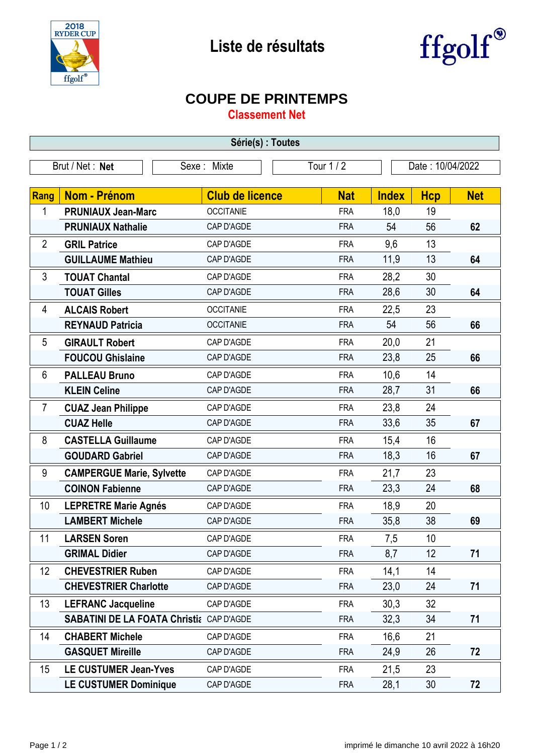# Liste de résultats

## COUPE DE PRINTEMPS

### Classement Net

**Série(s) : Toutes**

| Brut / Net : **Net** | Sexe : Mixte | Tour 1 / 2 | Date : 10/04/2022 |
|---|---|---|---|

| Rang | Nom - Prénom | Club de licence | Nat | Index | Hcp | Net |
|---|---|---|---|---|---|---|
| 1 | **PRUNIAUX Jean-Marc** | OCCITANIE | FRA | 18,0 | 19 | |
| | **PRUNIAUX Nathalie** | CAP D'AGDE | FRA | 54 | 56 | **62** |
| 2 | **GRIL Patrice** | CAP D'AGDE | FRA | 9,6 | 13 | |
| | **GUILLAUME Mathieu** | CAP D'AGDE | FRA | 11,9 | 13 | **64** |
| 3 | **TOUAT Chantal** | CAP D'AGDE | FRA | 28,2 | 30 | |
| | **TOUAT Gilles** | CAP D'AGDE | FRA | 28,6 | 30 | **64** |
| 4 | **ALCAIS Robert** | OCCITANIE | FRA | 22,5 | 23 | |
| | **REYNAUD Patricia** | OCCITANIE | FRA | 54 | 56 | **66** |
| 5 | **GIRAULT Robert** | CAP D'AGDE | FRA | 20,0 | 21 | |
| | **FOUCOU Ghislaine** | CAP D'AGDE | FRA | 23,8 | 25 | **66** |
| 6 | **PALLEAU Bruno** | CAP D'AGDE | FRA | 10,6 | 14 | |
| | **KLEIN Celine** | CAP D'AGDE | FRA | 28,7 | 31 | **66** |
| 7 | **CUAZ Jean Philippe** | CAP D'AGDE | FRA | 23,8 | 24 | |
| | **CUAZ Helle** | CAP D'AGDE | FRA | 33,6 | 35 | **67** |
| 8 | **CASTELLA Guillaume** | CAP D'AGDE | FRA | 15,4 | 16 | |
| | **GOUDARD Gabriel** | CAP D'AGDE | FRA | 18,3 | 16 | **67** |
| 9 | **CAMPERGUE Marie, Sylvette** | CAP D'AGDE | FRA | 21,7 | 23 | |
| | **COINON Fabienne** | CAP D'AGDE | FRA | 23,3 | 24 | **68** |
| 10 | **LEPRETRE Marie Agnés** | CAP D'AGDE | FRA | 18,9 | 20 | |
| | **LAMBERT Michele** | CAP D'AGDE | FRA | 35,8 | 38 | **69** |
| 11 | **LARSEN Soren** | CAP D'AGDE | FRA | 7,5 | 10 | |
| | **GRIMAL Didier** | CAP D'AGDE | FRA | 8,7 | 12 | **71** |
| 12 | **CHEVESTRIER Ruben** | CAP D'AGDE | FRA | 14,1 | 14 | |
| | **CHEVESTRIER Charlotte** | CAP D'AGDE | FRA | 23,0 | 24 | **71** |
| 13 | **LEFRANC Jacqueline** | CAP D'AGDE | FRA | 30,3 | 32 | |
| | **SABATINI DE LA FOATA Christia** | CAP D'AGDE | FRA | 32,3 | 34 | **71** |
| 14 | **CHABERT Michele** | CAP D'AGDE | FRA | 16,6 | 21 | |
| | **GASQUET Mireille** | CAP D'AGDE | FRA | 24,9 | 26 | **72** |
| 15 | **LE CUSTUMER Jean-Yves** | CAP D'AGDE | FRA | 21,5 | 23 | |
| | **LE CUSTUMER Dominique** | CAP D'AGDE | FRA | 28,1 | 30 | **72** |

imprimé le dimanche 10 avril 2022 à 16h20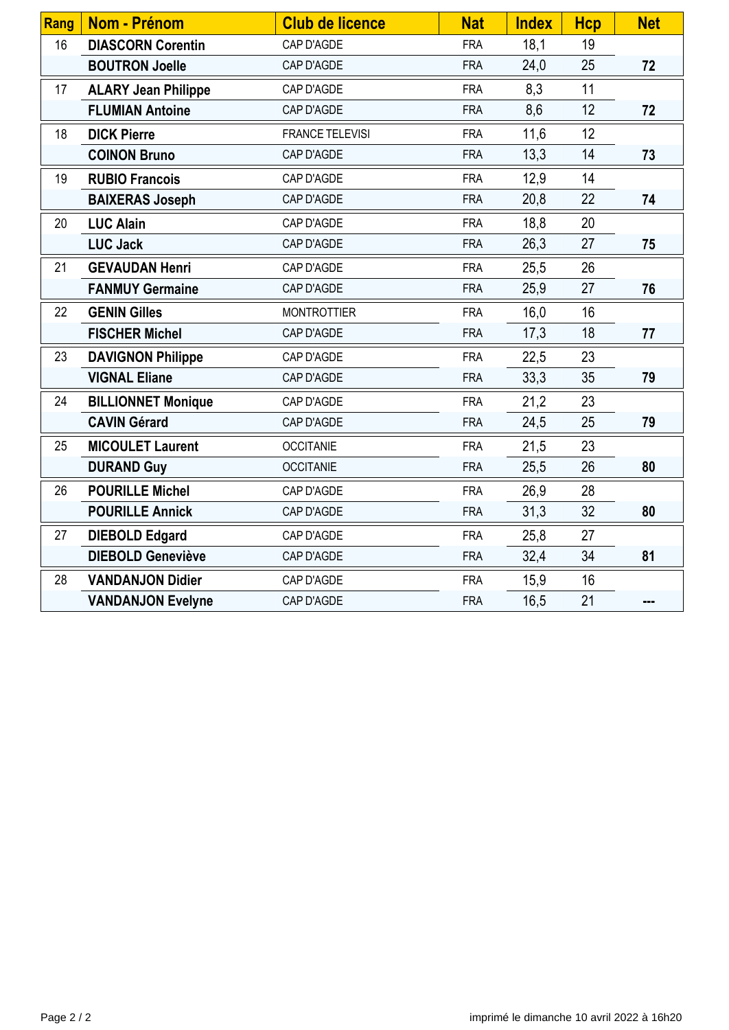| Rang | Nom - Prénom | Club de licence | Nat | Index | Hcp | Net |
|---|---|---|---|---|---|---|
| 16 | **DIASCORN Corentin** | CAP D'AGDE | FRA | 18,1 | 19 | |
| | **BOUTRON Joelle** | CAP D'AGDE | FRA | 24,0 | 25 | **72** |
| 17 | **ALARY Jean Philippe** | CAP D'AGDE | FRA | 8,3 | 11 | |
| | **FLUMIAN Antoine** | CAP D'AGDE | FRA | 8,6 | 12 | **72** |
| 18 | **DICK Pierre** | FRANCE TELEVISI | FRA | 11,6 | 12 | |
| | **COINON Bruno** | CAP D'AGDE | FRA | 13,3 | 14 | **73** |
| 19 | **RUBIO Francois** | CAP D'AGDE | FRA | 12,9 | 14 | |
| | **BAIXERAS Joseph** | CAP D'AGDE | FRA | 20,8 | 22 | **74** |
| 20 | **LUC Alain** | CAP D'AGDE | FRA | 18,8 | 20 | |
| | **LUC Jack** | CAP D'AGDE | FRA | 26,3 | 27 | **75** |
| 21 | **GEVAUDAN Henri** | CAP D'AGDE | FRA | 25,5 | 26 | |
| | **FANMUY Germaine** | CAP D'AGDE | FRA | 25,9 | 27 | **76** |
| 22 | **GENIN Gilles** | MONTROTTIER | FRA | 16,0 | 16 | |
| | **FISCHER Michel** | CAP D'AGDE | FRA | 17,3 | 18 | **77** |
| 23 | **DAVIGNON Philippe** | CAP D'AGDE | FRA | 22,5 | 23 | |
| | **VIGNAL Eliane** | CAP D'AGDE | FRA | 33,3 | 35 | **79** |
| 24 | **BILLIONNET Monique** | CAP D'AGDE | FRA | 21,2 | 23 | |
| | **CAVIN Gérard** | CAP D'AGDE | FRA | 24,5 | 25 | **79** |
| 25 | **MICOULET Laurent** | OCCITANIE | FRA | 21,5 | 23 | |
| | **DURAND Guy** | OCCITANIE | FRA | 25,5 | 26 | **80** |
| 26 | **POURILLE Michel** | CAP D'AGDE | FRA | 26,9 | 28 | |
| | **POURILLE Annick** | CAP D'AGDE | FRA | 31,3 | 32 | **80** |
| 27 | **DIEBOLD Edgard** | CAP D'AGDE | FRA | 25,8 | 27 | |
| | **DIEBOLD Geneviève** | CAP D'AGDE | FRA | 32,4 | 34 | **81** |
| 28 | **VANDANJON Didier** | CAP D'AGDE | FRA | 15,9 | 16 | |
| | **VANDANJON Evelyne** | CAP D'AGDE | FRA | 16,5 | 21 | **---** |

imprimé le dimanche 10 avril 2022 à 16h20